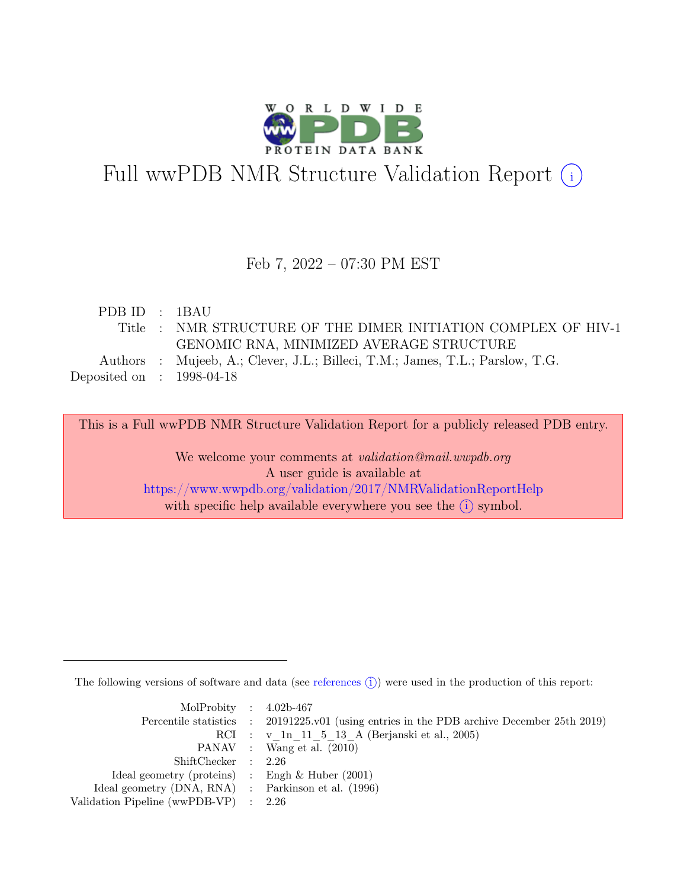# Full wwPDB NMR Structure Validation Report (i)

Feb 7, 2022 – 07:30 PM EST

PDB ID : 1BAU
Title : NMR STRUCTURE OF THE DIMER INITIATION COMPLEX OF HIV-1 GENOMIC RNA, MINIMIZED AVERAGE STRUCTURE
Authors : Mujeeb, A.; Clever, J.L.; Billeci, T.M.; James, T.L.; Parslow, T.G.
Deposited on : 1998-04-18

This is a Full wwPDB NMR Structure Validation Report for a publicly released PDB entry.

We welcome your comments at *validation@mail.wwpdb.org*
A user guide is available at
https://www.wwpdb.org/validation/2017/NMRValidationReportHelp
with specific help available everywhere you see the (i) symbol.

---

The following versions of software and data (see references (i)) were used in the production of this report:

MolProbity : 4.02b-467
Percentile statistics : 20191225.v01 (using entries in the PDB archive December 25th 2019)
RCI : v_1n_11_5_13_A (Berjanski et al., 2005)
PANAV : Wang et al. (2010)
ShiftChecker : 2.26
Ideal geometry (proteins) : Engh & Huber (2001)
Ideal geometry (DNA, RNA) : Parkinson et al. (1996)
Validation Pipeline (wwPDB-VP) : 2.26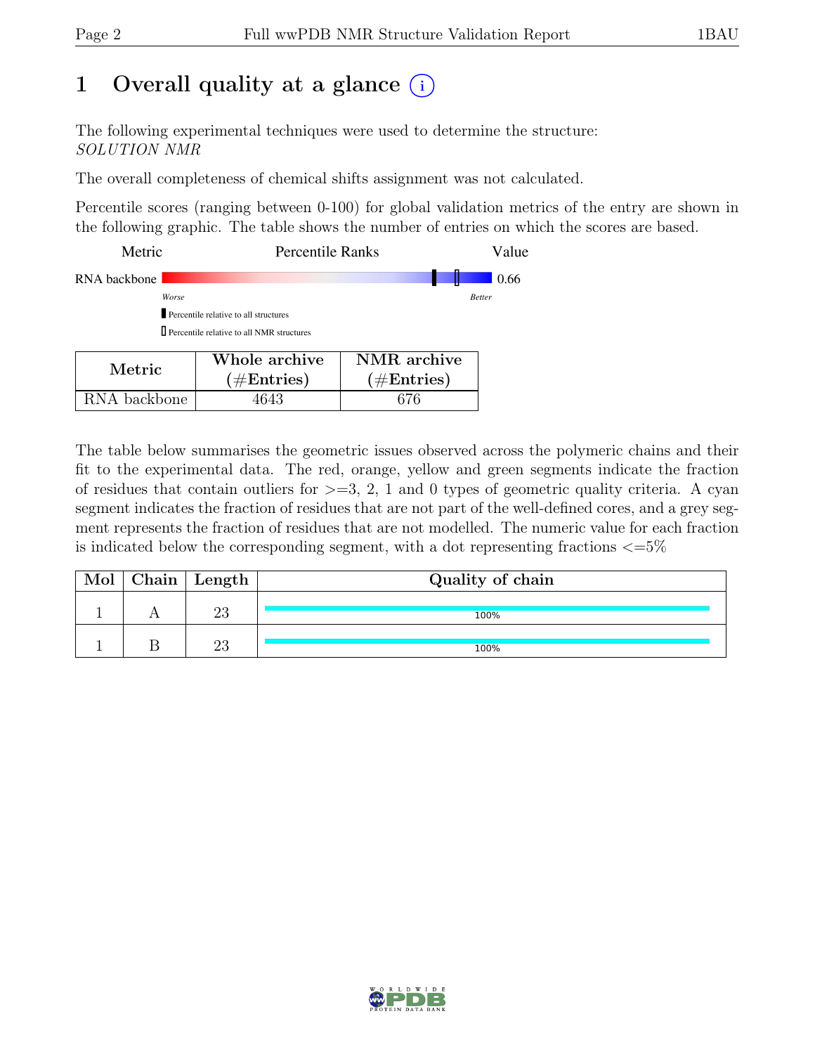# 1 Overall quality at a glance

The following experimental techniques were used to determine the structure:
*SOLUTION NMR*

The overall completeness of chemical shifts assignment was not calculated.

Percentile scores (ranging between 0-100) for global validation metrics of the entry are shown in the following graphic. The table shows the number of entries on which the scores are based.

| Metric | Percentile Ranks | Value |
|---|---|---|
| RNA backbone | | 0.66 |

Worse — Better

▮ Percentile relative to all structures

▯ Percentile relative to all NMR structures

| Metric | Whole archive (#Entries) | NMR archive (#Entries) |
|---|---|---|
| RNA backbone | 4643 | 676 |

The table below summarises the geometric issues observed across the polymeric chains and their fit to the experimental data. The red, orange, yellow and green segments indicate the fraction of residues that contain outliers for >=3, 2, 1 and 0 types of geometric quality criteria. A cyan segment indicates the fraction of residues that are not part of the well-defined cores, and a grey segment represents the fraction of residues that are not modelled. The numeric value for each fraction is indicated below the corresponding segment, with a dot representing fractions <=5%

| Mol | Chain | Length | Quality of chain |
|---|---|---|---|
| 1 | A | 23 | 100% |
| 1 | B | 23 | 100% |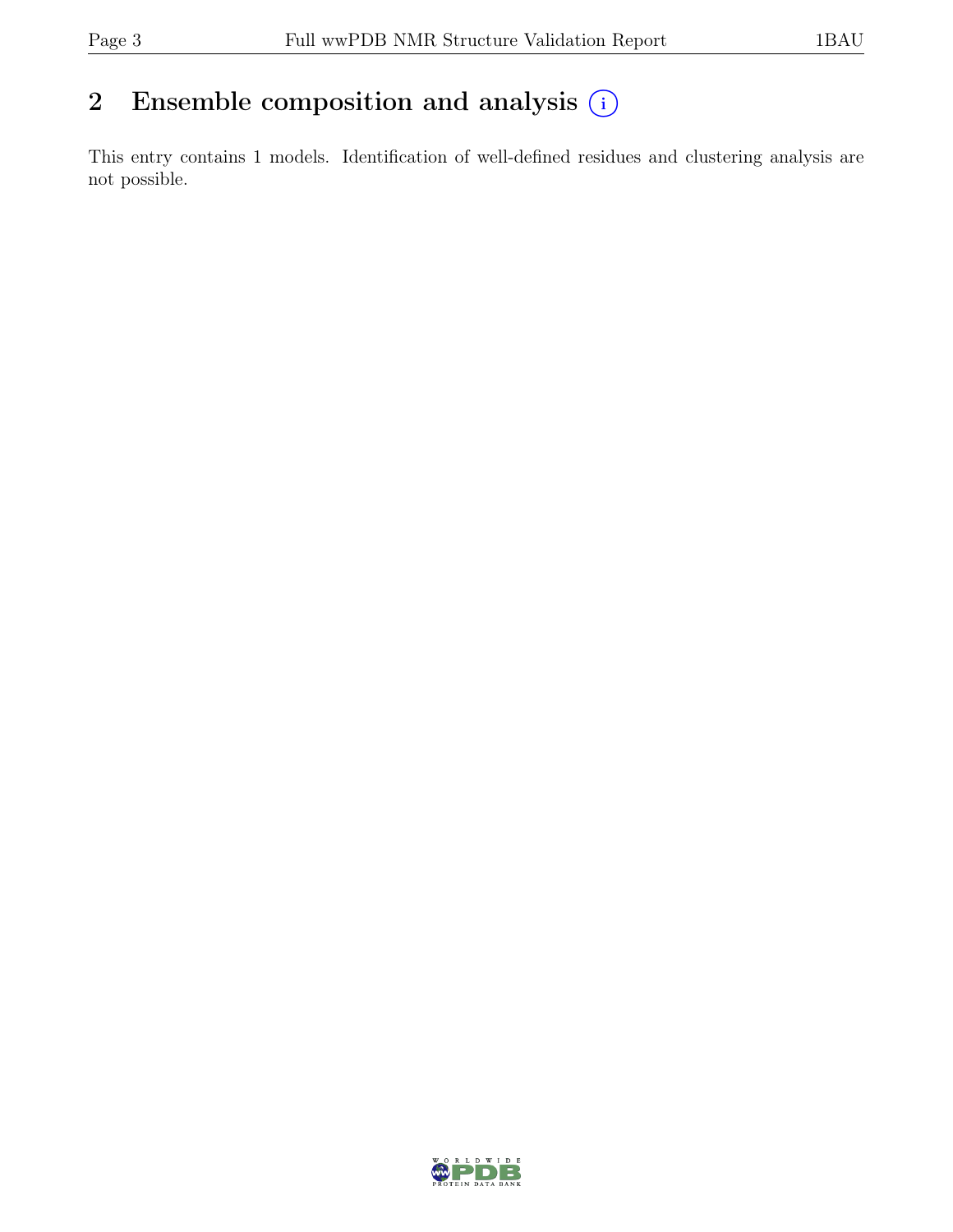# 2 Ensemble composition and analysis (i)

This entry contains 1 models. Identification of well-defined residues and clustering analysis are not possible.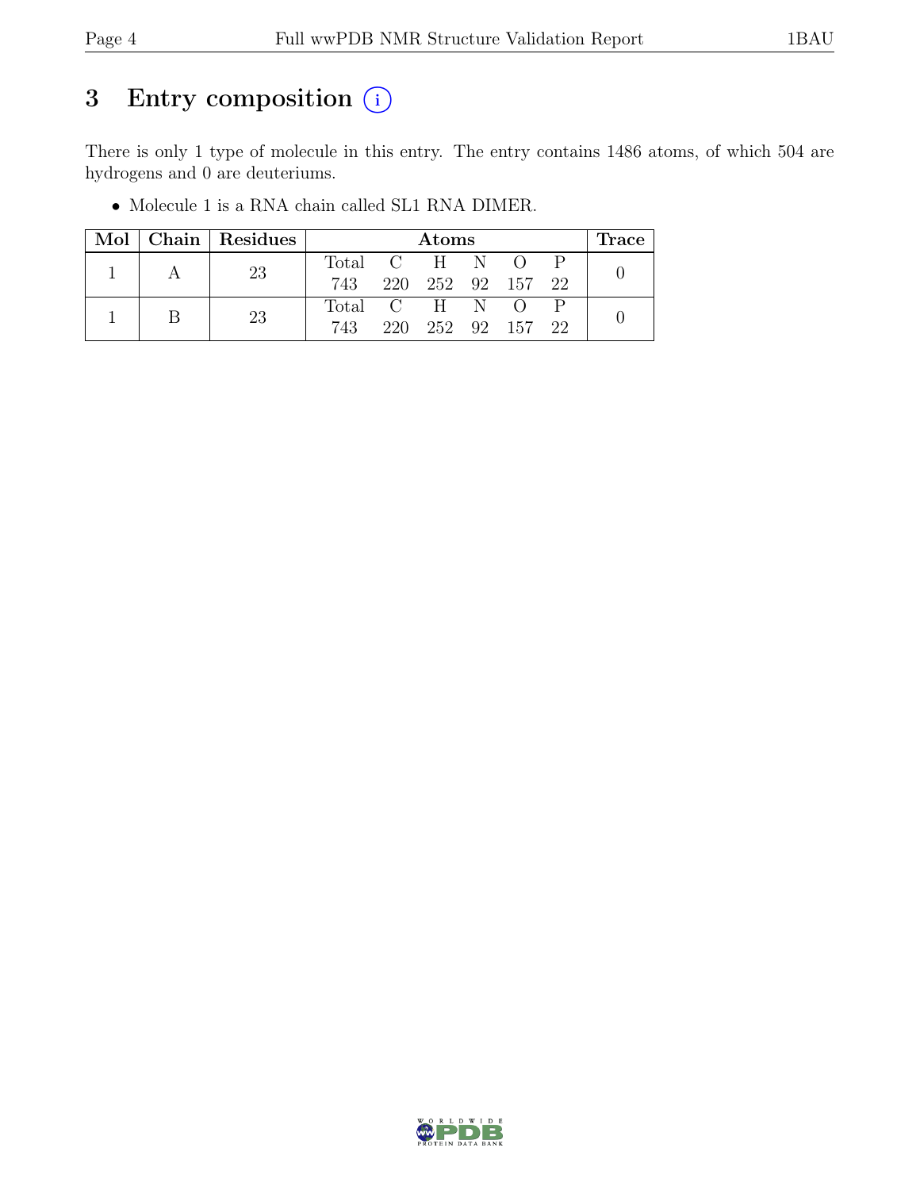# 3 Entry composition (i)

There is only 1 type of molecule in this entry. The entry contains 1486 atoms, of which 504 are hydrogens and 0 are deuteriums.

- Molecule 1 is a RNA chain called SL1 RNA DIMER.

| Mol | Chain | Residues | Atoms | | | | | | Trace |
|---|---|---|---|---|---|---|---|---|---|
| 1 | A | 23 | Total | C | H | N | O | P | 0 |
| | | | 743 | 220 | 252 | 92 | 157 | 22 | |
| 1 | B | 23 | Total | C | H | N | O | P | 0 |
| | | | 743 | 220 | 252 | 92 | 157 | 22 | |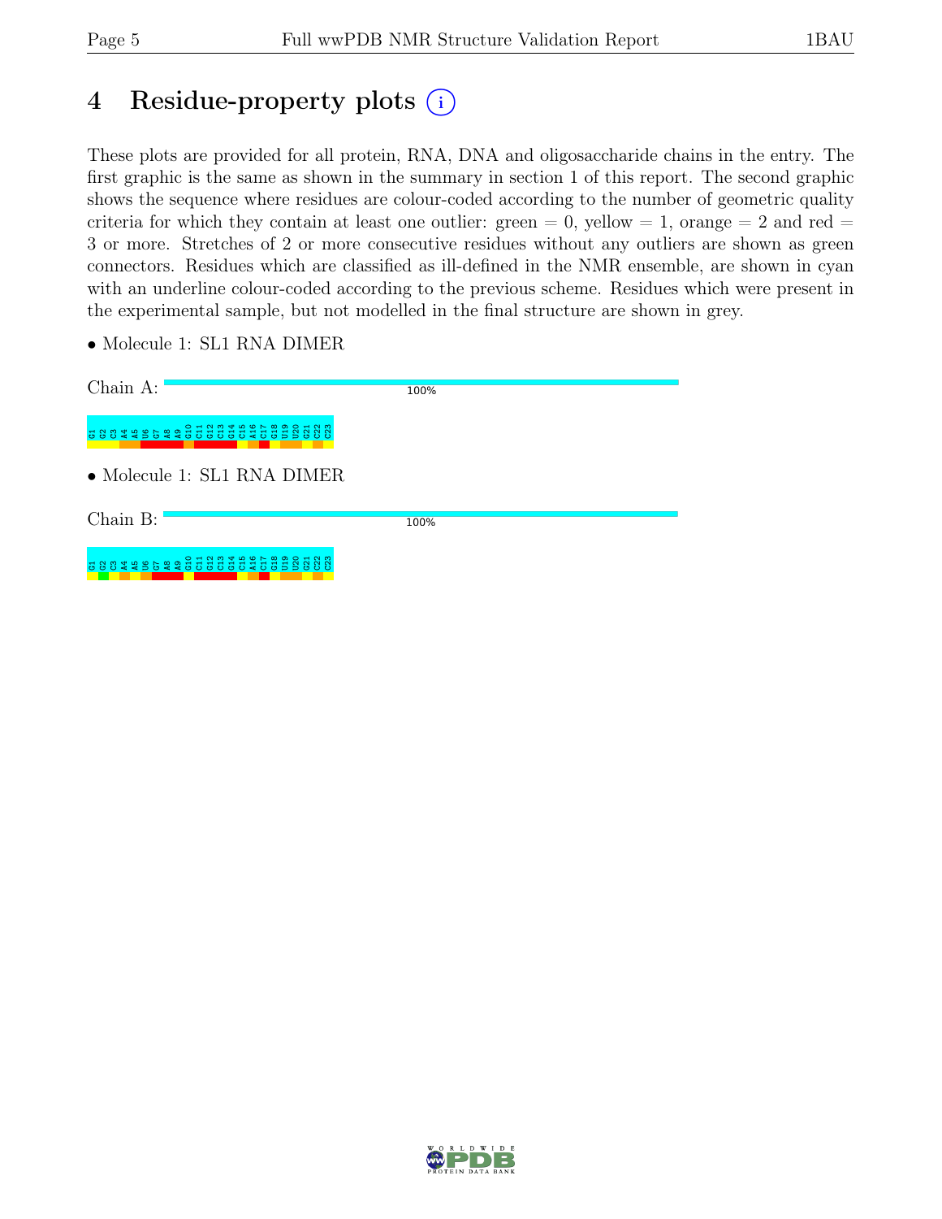# 4 Residue-property plots (i)

These plots are provided for all protein, RNA, DNA and oligosaccharide chains in the entry. The first graphic is the same as shown in the summary in section 1 of this report. The second graphic shows the sequence where residues are colour-coded according to the number of geometric quality criteria for which they contain at least one outlier: green = 0, yellow = 1, orange = 2 and red = 3 or more. Stretches of 2 or more consecutive residues without any outliers are shown as green connectors. Residues which are classified as ill-defined in the NMR ensemble, are shown in cyan with an underline colour-coded according to the previous scheme. Residues which were present in the experimental sample, but not modelled in the final structure are shown in grey.

- Molecule 1: SL1 RNA DIMER

Chain A: 100%

G1 G2 C3 A4 A5 U6 G7 A8 A9 G10 C11 G12 C13 G14 C15 A16 C17 G18 U19 U20 C21 C22 C23

- Molecule 1: SL1 RNA DIMER

Chain B: 100%

G1 G2 C3 A4 A5 U6 G7 A8 A9 G10 C11 G12 C13 G14 C15 A16 C17 G18 U19 U20 C21 C22 C23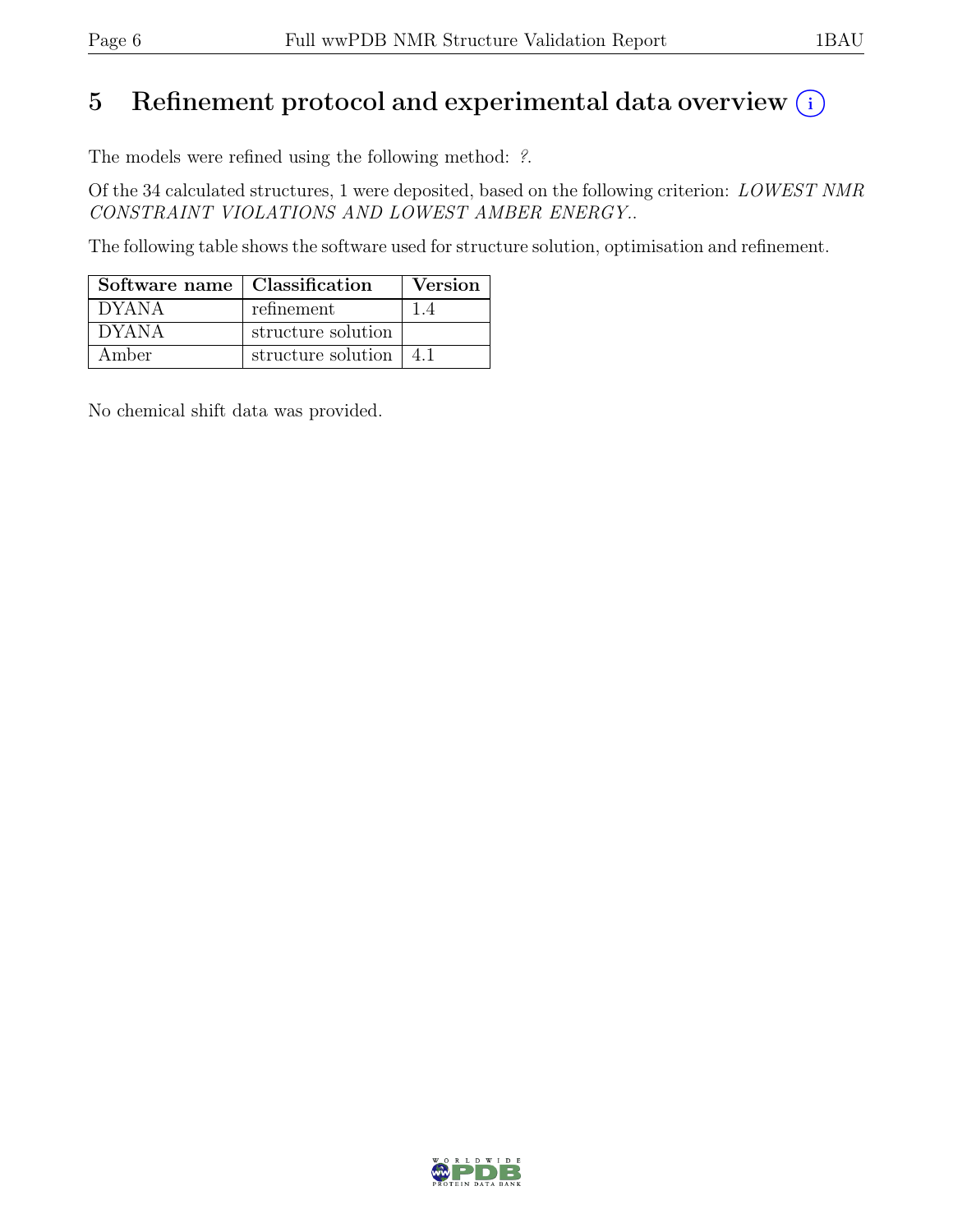# 5 Refinement protocol and experimental data overview (i)

The models were refined using the following method: *?*.

Of the 34 calculated structures, 1 were deposited, based on the following criterion: *LOWEST NMR CONSTRAINT VIOLATIONS AND LOWEST AMBER ENERGY.*.

The following table shows the software used for structure solution, optimisation and refinement.

| Software name | Classification | Version |
|---|---|---|
| DYANA | refinement | 1.4 |
| DYANA | structure solution | |
| Amber | structure solution | 4.1 |

No chemical shift data was provided.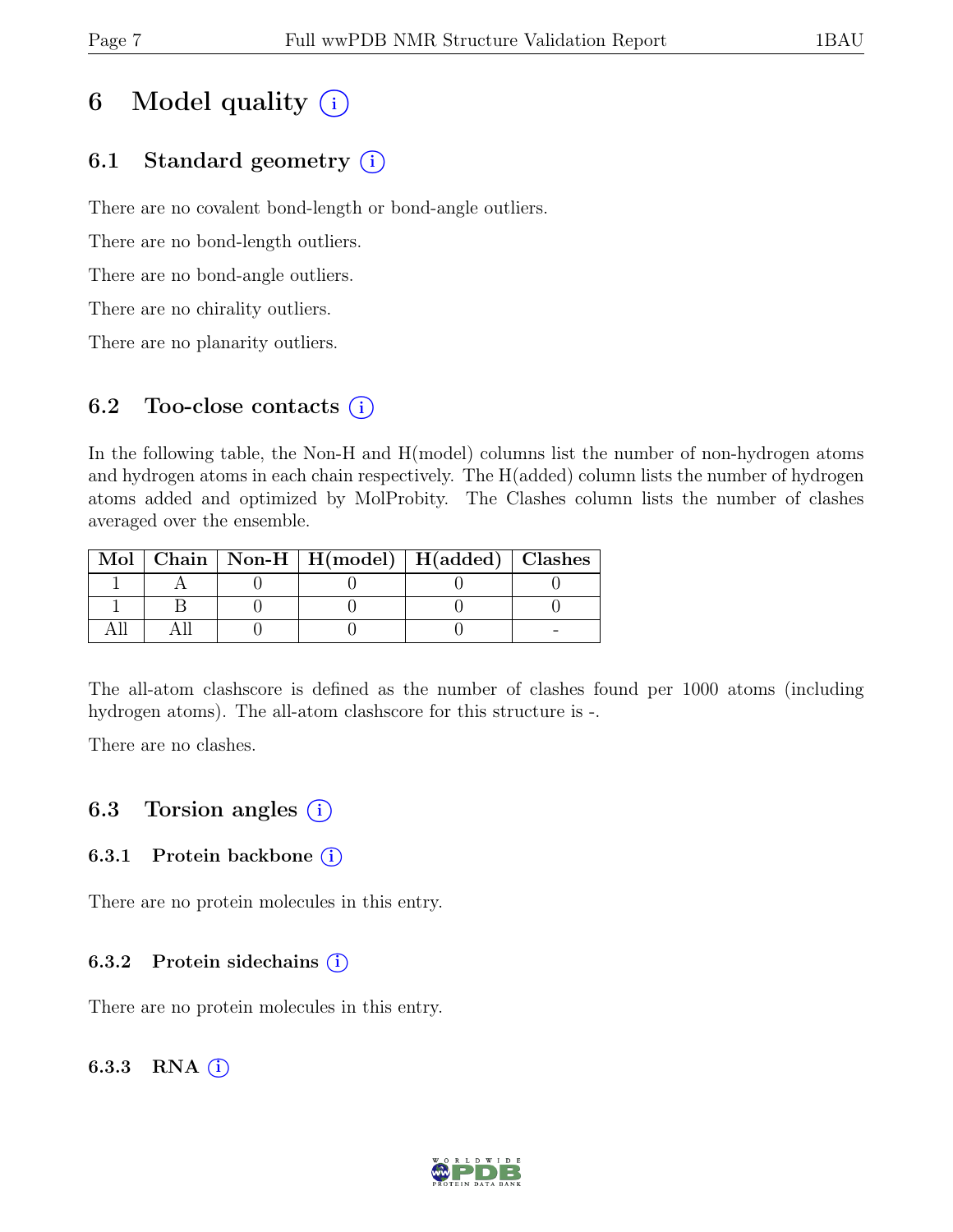# 6 Model quality (i)

## 6.1 Standard geometry (i)

There are no covalent bond-length or bond-angle outliers.

There are no bond-length outliers.

There are no bond-angle outliers.

There are no chirality outliers.

There are no planarity outliers.

## 6.2 Too-close contacts (i)

In the following table, the Non-H and H(model) columns list the number of non-hydrogen atoms and hydrogen atoms in each chain respectively. The H(added) column lists the number of hydrogen atoms added and optimized by MolProbity. The Clashes column lists the number of clashes averaged over the ensemble.

| Mol | Chain | Non-H | H(model) | H(added) | Clashes |
|---|---|---|---|---|---|
| 1 | A | 0 | 0 | 0 | 0 |
| 1 | B | 0 | 0 | 0 | 0 |
| All | All | 0 | 0 | 0 | - |

The all-atom clashscore is defined as the number of clashes found per 1000 atoms (including hydrogen atoms). The all-atom clashscore for this structure is -.

There are no clashes.

## 6.3 Torsion angles (i)

### 6.3.1 Protein backbone (i)

There are no protein molecules in this entry.

### 6.3.2 Protein sidechains (i)

There are no protein molecules in this entry.

### 6.3.3 RNA (i)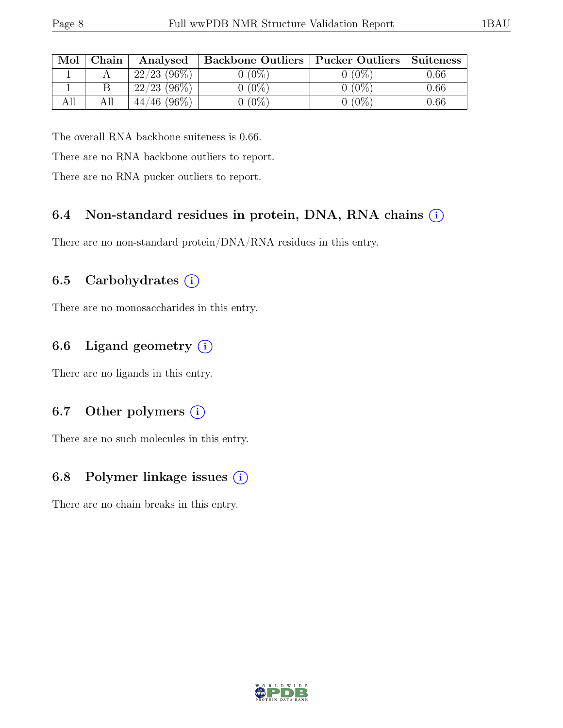| Mol | Chain | Analysed | Backbone Outliers | Pucker Outliers | Suiteness |
|---|---|---|---|---|---|
| 1 | A | 22/23 (96%) | 0 (0%) | 0 (0%) | 0.66 |
| 1 | B | 22/23 (96%) | 0 (0%) | 0 (0%) | 0.66 |
| All | All | 44/46 (96%) | 0 (0%) | 0 (0%) | 0.66 |

The overall RNA backbone suiteness is 0.66.

There are no RNA backbone outliers to report.

There are no RNA pucker outliers to report.

### 6.4 Non-standard residues in protein, DNA, RNA chains (i)

There are no non-standard protein/DNA/RNA residues in this entry.

### 6.5 Carbohydrates (i)

There are no monosaccharides in this entry.

### 6.6 Ligand geometry (i)

There are no ligands in this entry.

### 6.7 Other polymers (i)

There are no such molecules in this entry.

### 6.8 Polymer linkage issues (i)

There are no chain breaks in this entry.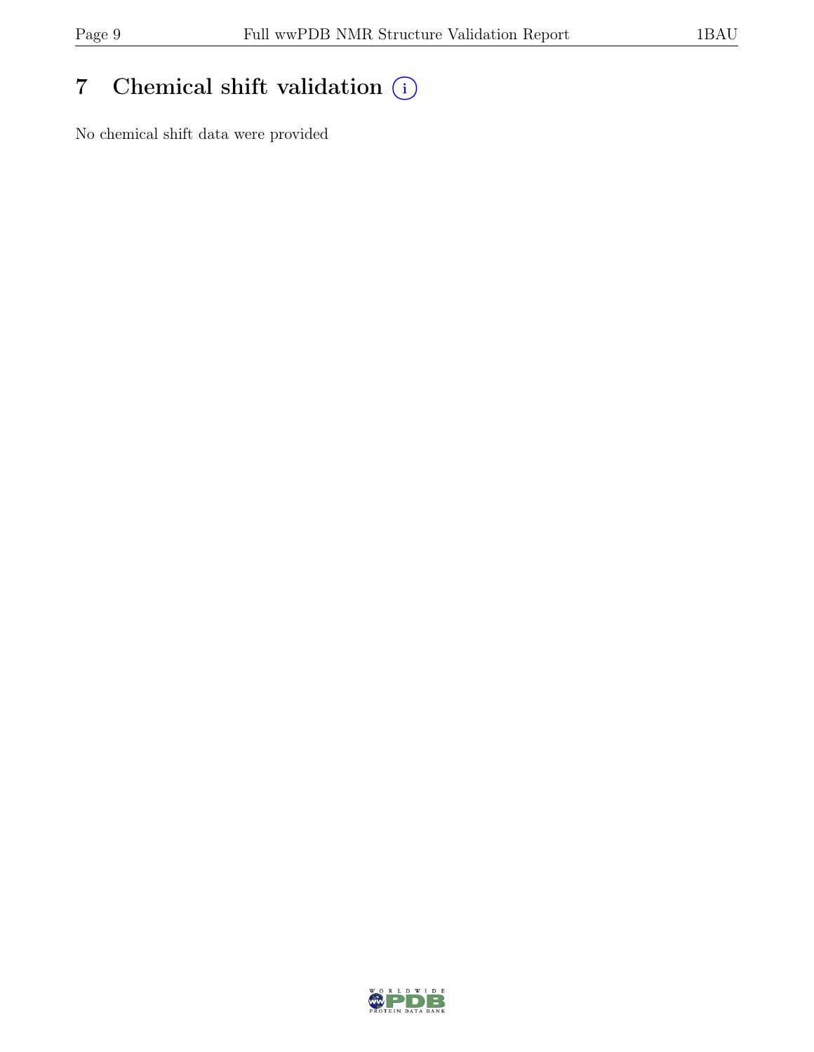# 7 Chemical shift validation

No chemical shift data were provided